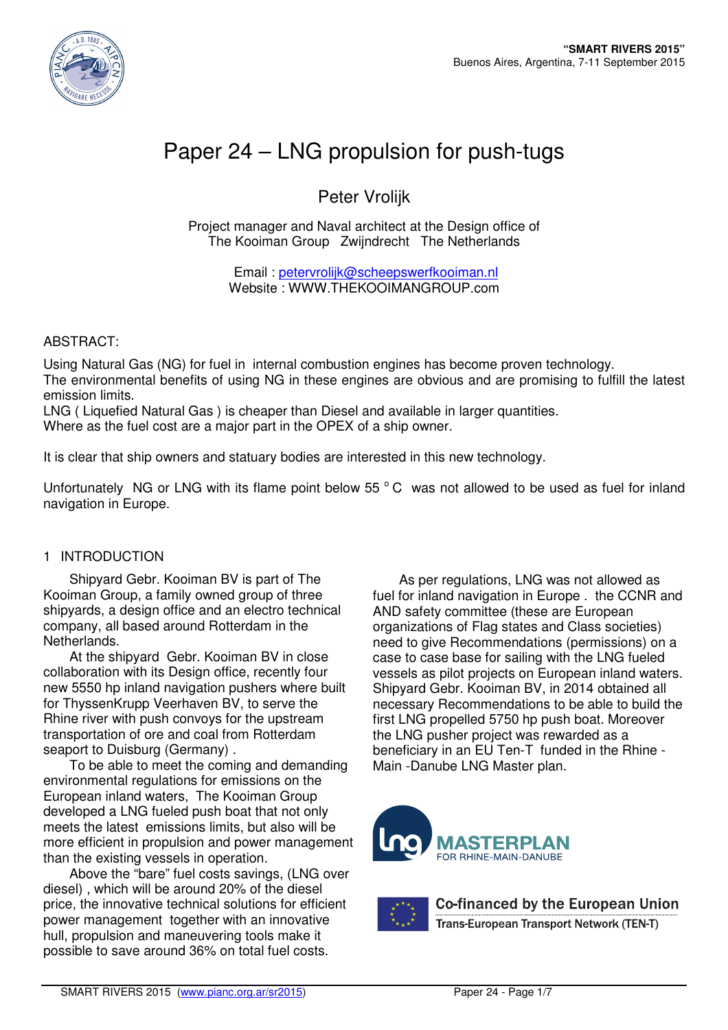# Paper 24 – LNG propulsion for push-tugs

Peter Vrolijk

Project manager and Naval architect at the Design office of The Kooiman Group Zwijndrecht The Netherlands

Email : petervrolijk@scheepswerfkooiman.nl
Website : WWW.THEKOOIMANGROUP.com

ABSTRACT:

Using Natural Gas (NG) for fuel in internal combustion engines has become proven technology.
The environmental benefits of using NG in these engines are obvious and are promising to fulfill the latest emission limits.
LNG ( Liquefied Natural Gas ) is cheaper than Diesel and available in larger quantities.
Where as the fuel cost are a major part in the OPEX of a ship owner.

It is clear that ship owners and statuary bodies are interested in this new technology.

Unfortunately NG or LNG with its flame point below 55 °C was not allowed to be used as fuel for inland navigation in Europe.

## 1 INTRODUCTION

Shipyard Gebr. Kooiman BV is part of The Kooiman Group, a family owned group of three shipyards, a design office and an electro technical company, all based around Rotterdam in the Netherlands.

At the shipyard Gebr. Kooiman BV in close collaboration with its Design office, recently four new 5550 hp inland navigation pushers where built for ThyssenKrupp Veerhaven BV, to serve the Rhine river with push convoys for the upstream transportation of ore and coal from Rotterdam seaport to Duisburg (Germany) .

To be able to meet the coming and demanding environmental regulations for emissions on the European inland waters, The Kooiman Group developed a LNG fueled push boat that not only meets the latest emissions limits, but also will be more efficient in propulsion and power management than the existing vessels in operation.

Above the "bare" fuel costs savings, (LNG over diesel) , which will be around 20% of the diesel price, the innovative technical solutions for efficient power management together with an innovative hull, propulsion and maneuvering tools make it possible to save around 36% on total fuel costs.

As per regulations, LNG was not allowed as fuel for inland navigation in Europe . the CCNR and AND safety committee (these are European organizations of Flag states and Class societies) need to give Recommendations (permissions) on a case to case base for sailing with the LNG fueled vessels as pilot projects on European inland waters. Shipyard Gebr. Kooiman BV, in 2014 obtained all necessary Recommendations to be able to build the first LNG propelled 5750 hp push boat. Moreover the LNG pusher project was rewarded as a beneficiary in an EU Ten-T funded in the Rhine - Main -Danube LNG Master plan.

lng MASTERPLAN FOR RHINE-MAIN-DANUBE

Co-financed by the European Union
Trans-European Transport Network (TEN-T)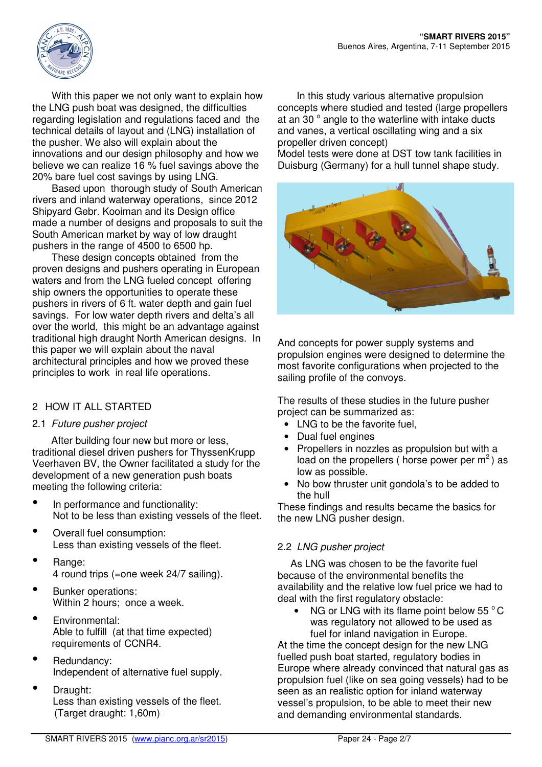With this paper we not only want to explain how the LNG push boat was designed, the difficulties regarding legislation and regulations faced and the technical details of layout and (LNG) installation of the pusher. We also will explain about the innovations and our design philosophy and how we believe we can realize 16 % fuel savings above the 20% bare fuel cost savings by using LNG.

Based upon thorough study of South American rivers and inland waterway operations, since 2012 Shipyard Gebr. Kooiman and its Design office made a number of designs and proposals to suit the South American market by way of low draught pushers in the range of 4500 to 6500 hp.

These design concepts obtained from the proven designs and pushers operating in European waters and from the LNG fueled concept offering ship owners the opportunities to operate these pushers in rivers of 6 ft. water depth and gain fuel savings. For low water depth rivers and delta's all over the world, this might be an advantage against traditional high draught North American designs. In this paper we will explain about the naval architectural principles and how we proved these principles to work in real life operations.

## 2 HOW IT ALL STARTED

### 2.1 *Future pusher project*

After building four new but more or less, traditional diesel driven pushers for ThyssenKrupp Veerhaven BV, the Owner facilitated a study for the development of a new generation push boats meeting the following criteria:

- In performance and functionality:
  Not to be less than existing vessels of the fleet.
- Overall fuel consumption:
  Less than existing vessels of the fleet.
- Range:
  4 round trips (=one week 24/7 sailing).
- Bunker operations:
  Within 2 hours; once a week.
- Environmental:
  Able to fulfill (at that time expected) requirements of CCNR4.
- Redundancy:
  Independent of alternative fuel supply.
- Draught:
  Less than existing vessels of the fleet.
  (Target draught: 1,60m)

In this study various alternative propulsion concepts where studied and tested (large propellers at an 30 ° angle to the waterline with intake ducts and vanes, a vertical oscillating wing and a six propeller driven concept)
Model tests were done at DST tow tank facilities in Duisburg (Germany) for a hull tunnel shape study.

And concepts for power supply systems and propulsion engines were designed to determine the most favorite configurations when projected to the sailing profile of the convoys.

The results of these studies in the future pusher project can be summarized as:

- LNG to be the favorite fuel,
- Dual fuel engines
- Propellers in nozzles as propulsion but with a load on the propellers ( horse power per $m^2$ ) as low as possible.
- No bow thruster unit gondola's to be added to the hull

These findings and results became the basics for the new LNG pusher design.

### 2.2 *LNG pusher project*

As LNG was chosen to be the favorite fuel because of the environmental benefits the availability and the relative low fuel price we had to deal with the first regulatory obstacle:

- NG or LNG with its flame point below 55 °C was regulatory not allowed to be used as fuel for inland navigation in Europe.

At the time the concept design for the new LNG fuelled push boat started, regulatory bodies in Europe where already convinced that natural gas as propulsion fuel (like on sea going vessels) had to be seen as an realistic option for inland waterway vessel's propulsion, to be able to meet their new and demanding environmental standards.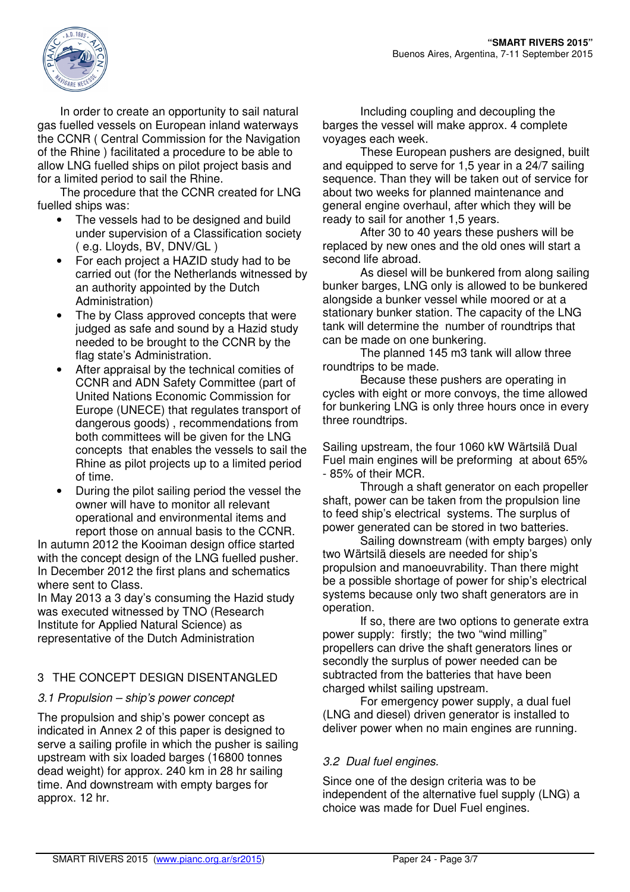In order to create an opportunity to sail natural gas fuelled vessels on European inland waterways the CCNR ( Central Commission for the Navigation of the Rhine ) facilitated a procedure to be able to allow LNG fuelled ships on pilot project basis and for a limited period to sail the Rhine.

The procedure that the CCNR created for LNG fuelled ships was:

- The vessels had to be designed and build under supervision of a Classification society ( e.g. Lloyds, BV, DNV/GL )
- For each project a HAZID study had to be carried out (for the Netherlands witnessed by an authority appointed by the Dutch Administration)
- The by Class approved concepts that were judged as safe and sound by a Hazid study needed to be brought to the CCNR by the flag state's Administration.
- After appraisal by the technical comities of CCNR and ADN Safety Committee (part of United Nations Economic Commission for Europe (UNECE) that regulates transport of dangerous goods) , recommendations from both committees will be given for the LNG concepts that enables the vessels to sail the Rhine as pilot projects up to a limited period of time.
- During the pilot sailing period the vessel the owner will have to monitor all relevant operational and environmental items and report those on annual basis to the CCNR.

In autumn 2012 the Kooiman design office started with the concept design of the LNG fuelled pusher. In December 2012 the first plans and schematics where sent to Class.

In May 2013 a 3 day's consuming the Hazid study was executed witnessed by TNO (Research Institute for Applied Natural Science) as representative of the Dutch Administration

## 3 THE CONCEPT DESIGN DISENTANGLED

### *3.1 Propulsion – ship's power concept*

The propulsion and ship's power concept as indicated in Annex 2 of this paper is designed to serve a sailing profile in which the pusher is sailing upstream with six loaded barges (16800 tonnes dead weight) for approx. 240 km in 28 hr sailing time. And downstream with empty barges for approx. 12 hr.

Including coupling and decoupling the barges the vessel will make approx. 4 complete voyages each week.

These European pushers are designed, built and equipped to serve for 1,5 year in a 24/7 sailing sequence. Than they will be taken out of service for about two weeks for planned maintenance and general engine overhaul, after which they will be ready to sail for another 1,5 years.

After 30 to 40 years these pushers will be replaced by new ones and the old ones will start a second life abroad.

As diesel will be bunkered from along sailing bunker barges, LNG only is allowed to be bunkered alongside a bunker vessel while moored or at a stationary bunker station. The capacity of the LNG tank will determine the number of roundtrips that can be made on one bunkering.

The planned 145 m3 tank will allow three roundtrips to be made.

Because these pushers are operating in cycles with eight or more convoys, the time allowed for bunkering LNG is only three hours once in every three roundtrips.

Sailing upstream, the four 1060 kW Wärtsilä Dual Fuel main engines will be preforming at about 65% - 85% of their MCR.

Through a shaft generator on each propeller shaft, power can be taken from the propulsion line to feed ship's electrical systems. The surplus of power generated can be stored in two batteries.

Sailing downstream (with empty barges) only two Wärtsilä diesels are needed for ship's propulsion and manoeuvrability. Than there might be a possible shortage of power for ship's electrical systems because only two shaft generators are in operation.

If so, there are two options to generate extra power supply: firstly; the two "wind milling" propellers can drive the shaft generators lines or secondly the surplus of power needed can be subtracted from the batteries that have been charged whilst sailing upstream.

For emergency power supply, a dual fuel (LNG and diesel) driven generator is installed to deliver power when no main engines are running.

### *3.2 Dual fuel engines.*

Since one of the design criteria was to be independent of the alternative fuel supply (LNG) a choice was made for Duel Fuel engines.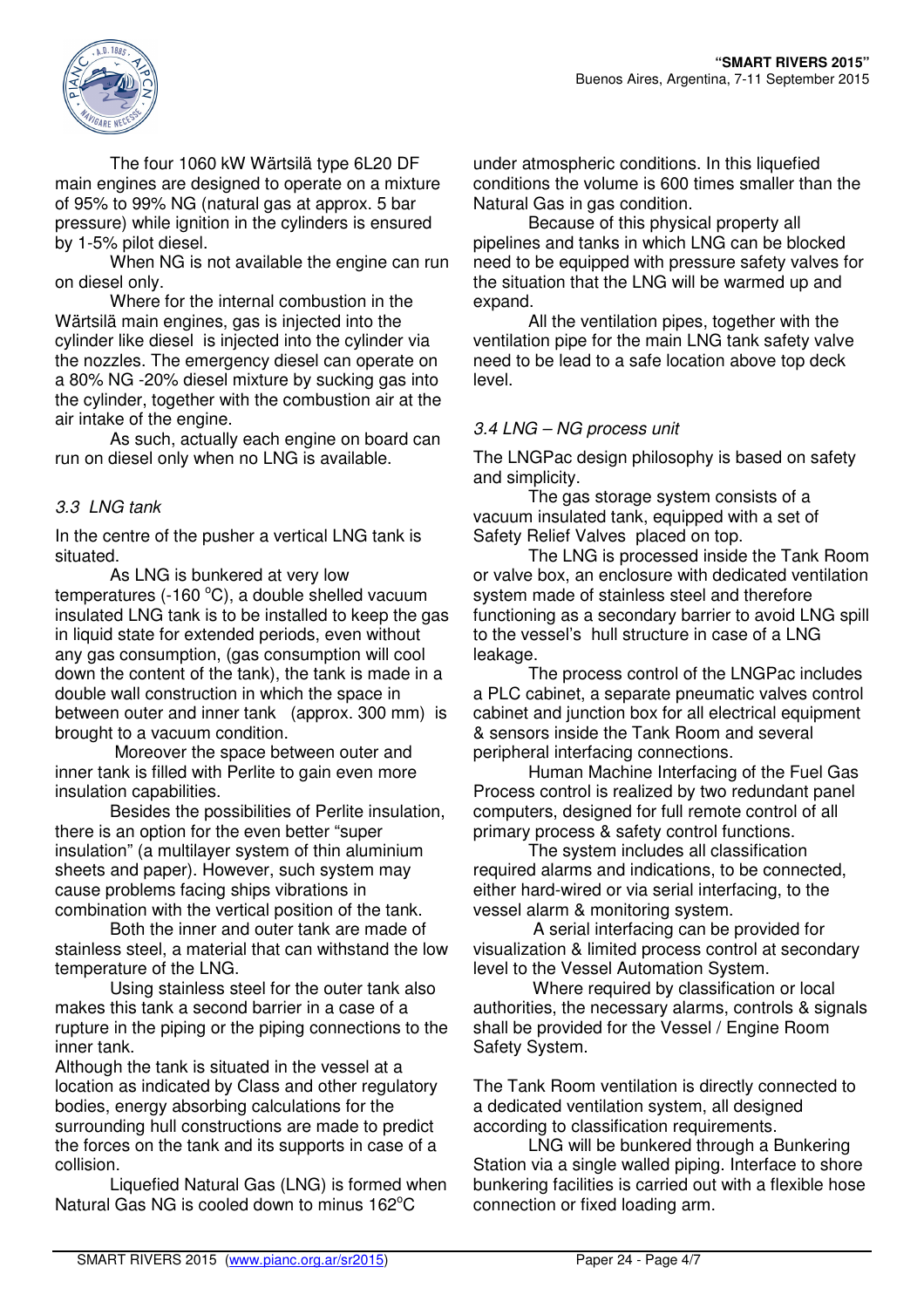The four 1060 kW Wärtsilä type 6L20 DF main engines are designed to operate on a mixture of 95% to 99% NG (natural gas at approx. 5 bar pressure) while ignition in the cylinders is ensured by 1-5% pilot diesel.

When NG is not available the engine can run on diesel only.

Where for the internal combustion in the Wärtsilä main engines, gas is injected into the cylinder like diesel is injected into the cylinder via the nozzles. The emergency diesel can operate on a 80% NG -20% diesel mixture by sucking gas into the cylinder, together with the combustion air at the air intake of the engine.

As such, actually each engine on board can run on diesel only when no LNG is available.

### *3.3 LNG tank*

In the centre of the pusher a vertical LNG tank is situated.

As LNG is bunkered at very low temperatures (-160 °C), a double shelled vacuum insulated LNG tank is to be installed to keep the gas in liquid state for extended periods, even without any gas consumption, (gas consumption will cool down the content of the tank), the tank is made in a double wall construction in which the space in between outer and inner tank (approx. 300 mm) is brought to a vacuum condition.

Moreover the space between outer and inner tank is filled with Perlite to gain even more insulation capabilities.

Besides the possibilities of Perlite insulation, there is an option for the even better "super insulation" (a multilayer system of thin aluminium sheets and paper). However, such system may cause problems facing ships vibrations in combination with the vertical position of the tank.

Both the inner and outer tank are made of stainless steel, a material that can withstand the low temperature of the LNG.

Using stainless steel for the outer tank also makes this tank a second barrier in a case of a rupture in the piping or the piping connections to the inner tank.

Although the tank is situated in the vessel at a location as indicated by Class and other regulatory bodies, energy absorbing calculations for the surrounding hull constructions are made to predict the forces on the tank and its supports in case of a collision.

Liquefied Natural Gas (LNG) is formed when Natural Gas NG is cooled down to minus 162°C under atmospheric conditions. In this liquefied conditions the volume is 600 times smaller than the Natural Gas in gas condition.

Because of this physical property all pipelines and tanks in which LNG can be blocked need to be equipped with pressure safety valves for the situation that the LNG will be warmed up and expand.

All the ventilation pipes, together with the ventilation pipe for the main LNG tank safety valve need to be lead to a safe location above top deck level.

### *3.4 LNG – NG process unit*

The LNGPac design philosophy is based on safety and simplicity.

The gas storage system consists of a vacuum insulated tank, equipped with a set of Safety Relief Valves placed on top.

The LNG is processed inside the Tank Room or valve box, an enclosure with dedicated ventilation system made of stainless steel and therefore functioning as a secondary barrier to avoid LNG spill to the vessel's hull structure in case of a LNG leakage.

The process control of the LNGPac includes a PLC cabinet, a separate pneumatic valves control cabinet and junction box for all electrical equipment & sensors inside the Tank Room and several peripheral interfacing connections.

Human Machine Interfacing of the Fuel Gas Process control is realized by two redundant panel computers, designed for full remote control of all primary process & safety control functions.

The system includes all classification required alarms and indications, to be connected, either hard-wired or via serial interfacing, to the vessel alarm & monitoring system.

A serial interfacing can be provided for visualization & limited process control at secondary level to the Vessel Automation System.

Where required by classification or local authorities, the necessary alarms, controls & signals shall be provided for the Vessel / Engine Room Safety System.

The Tank Room ventilation is directly connected to a dedicated ventilation system, all designed according to classification requirements.

LNG will be bunkered through a Bunkering Station via a single walled piping. Interface to shore bunkering facilities is carried out with a flexible hose connection or fixed loading arm.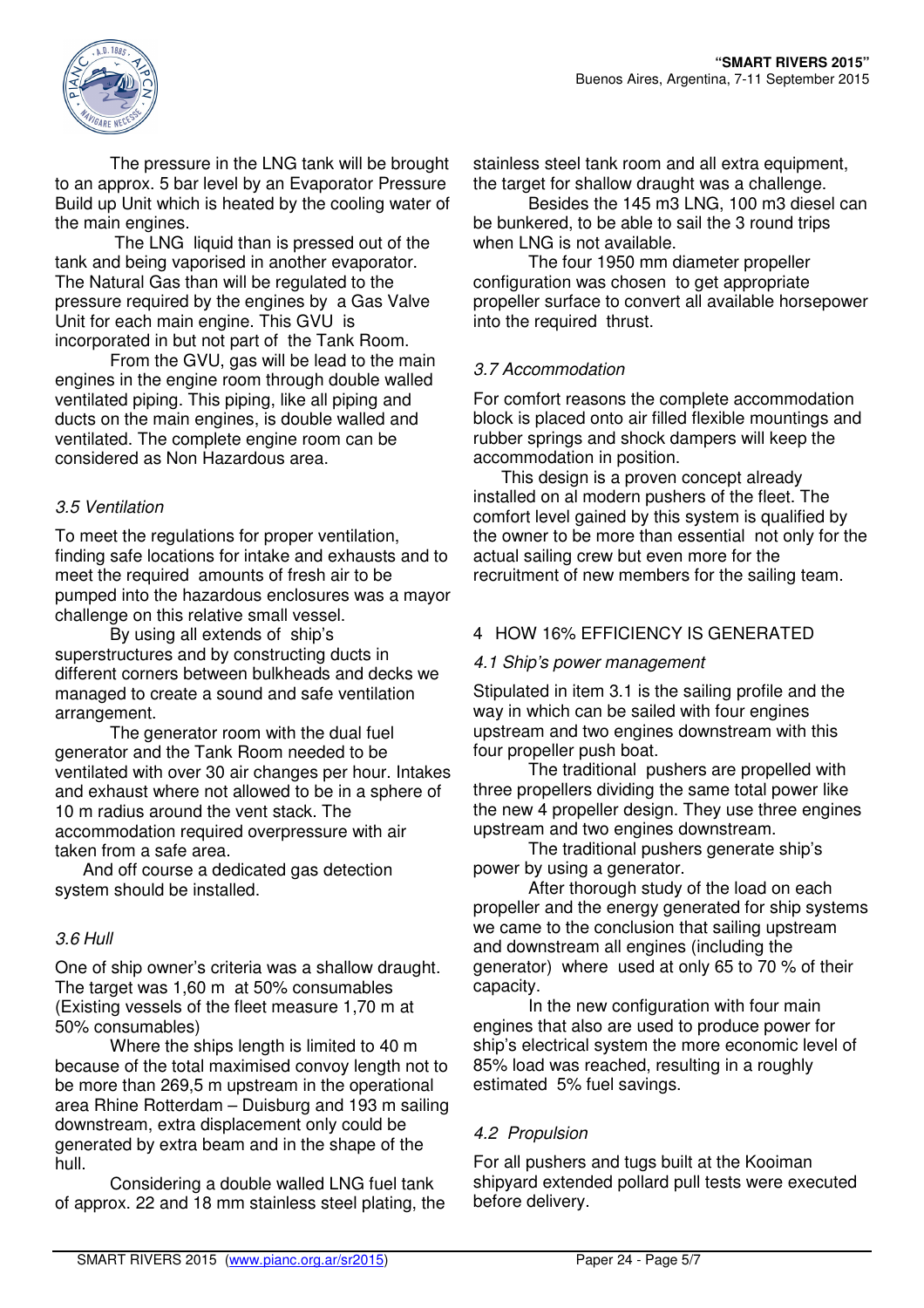The pressure in the LNG tank will be brought to an approx. 5 bar level by an Evaporator Pressure Build up Unit which is heated by the cooling water of the main engines.

The LNG liquid than is pressed out of the tank and being vaporised in another evaporator. The Natural Gas than will be regulated to the pressure required by the engines by a Gas Valve Unit for each main engine. This GVU is incorporated in but not part of the Tank Room.

From the GVU, gas will be lead to the main engines in the engine room through double walled ventilated piping. This piping, like all piping and ducts on the main engines, is double walled and ventilated. The complete engine room can be considered as Non Hazardous area.

### *3.5 Ventilation*

To meet the regulations for proper ventilation, finding safe locations for intake and exhausts and to meet the required amounts of fresh air to be pumped into the hazardous enclosures was a mayor challenge on this relative small vessel.

By using all extends of ship's superstructures and by constructing ducts in different corners between bulkheads and decks we managed to create a sound and safe ventilation arrangement.

The generator room with the dual fuel generator and the Tank Room needed to be ventilated with over 30 air changes per hour. Intakes and exhaust where not allowed to be in a sphere of 10 m radius around the vent stack. The accommodation required overpressure with air taken from a safe area.

And off course a dedicated gas detection system should be installed.

### *3.6 Hull*

One of ship owner's criteria was a shallow draught. The target was 1,60 m at 50% consumables (Existing vessels of the fleet measure 1,70 m at 50% consumables)

Where the ships length is limited to 40 m because of the total maximised convoy length not to be more than 269,5 m upstream in the operational area Rhine Rotterdam – Duisburg and 193 m sailing downstream, extra displacement only could be generated by extra beam and in the shape of the hull.

Considering a double walled LNG fuel tank of approx. 22 and 18 mm stainless steel plating, the stainless steel tank room and all extra equipment, the target for shallow draught was a challenge.

Besides the 145 m3 LNG, 100 m3 diesel can be bunkered, to be able to sail the 3 round trips when LNG is not available.

The four 1950 mm diameter propeller configuration was chosen to get appropriate propeller surface to convert all available horsepower into the required thrust.

### *3.7 Accommodation*

For comfort reasons the complete accommodation block is placed onto air filled flexible mountings and rubber springs and shock dampers will keep the accommodation in position.

This design is a proven concept already installed on al modern pushers of the fleet. The comfort level gained by this system is qualified by the owner to be more than essential not only for the actual sailing crew but even more for the recruitment of new members for the sailing team.

## 4 HOW 16% EFFICIENCY IS GENERATED

### *4.1 Ship's power management*

Stipulated in item 3.1 is the sailing profile and the way in which can be sailed with four engines upstream and two engines downstream with this four propeller push boat.

The traditional pushers are propelled with three propellers dividing the same total power like the new 4 propeller design. They use three engines upstream and two engines downstream.

The traditional pushers generate ship's power by using a generator.

After thorough study of the load on each propeller and the energy generated for ship systems we came to the conclusion that sailing upstream and downstream all engines (including the generator) where used at only 65 to 70 % of their capacity.

In the new configuration with four main engines that also are used to produce power for ship's electrical system the more economic level of 85% load was reached, resulting in a roughly estimated 5% fuel savings.

### *4.2 Propulsion*

For all pushers and tugs built at the Kooiman shipyard extended pollard pull tests were executed before delivery.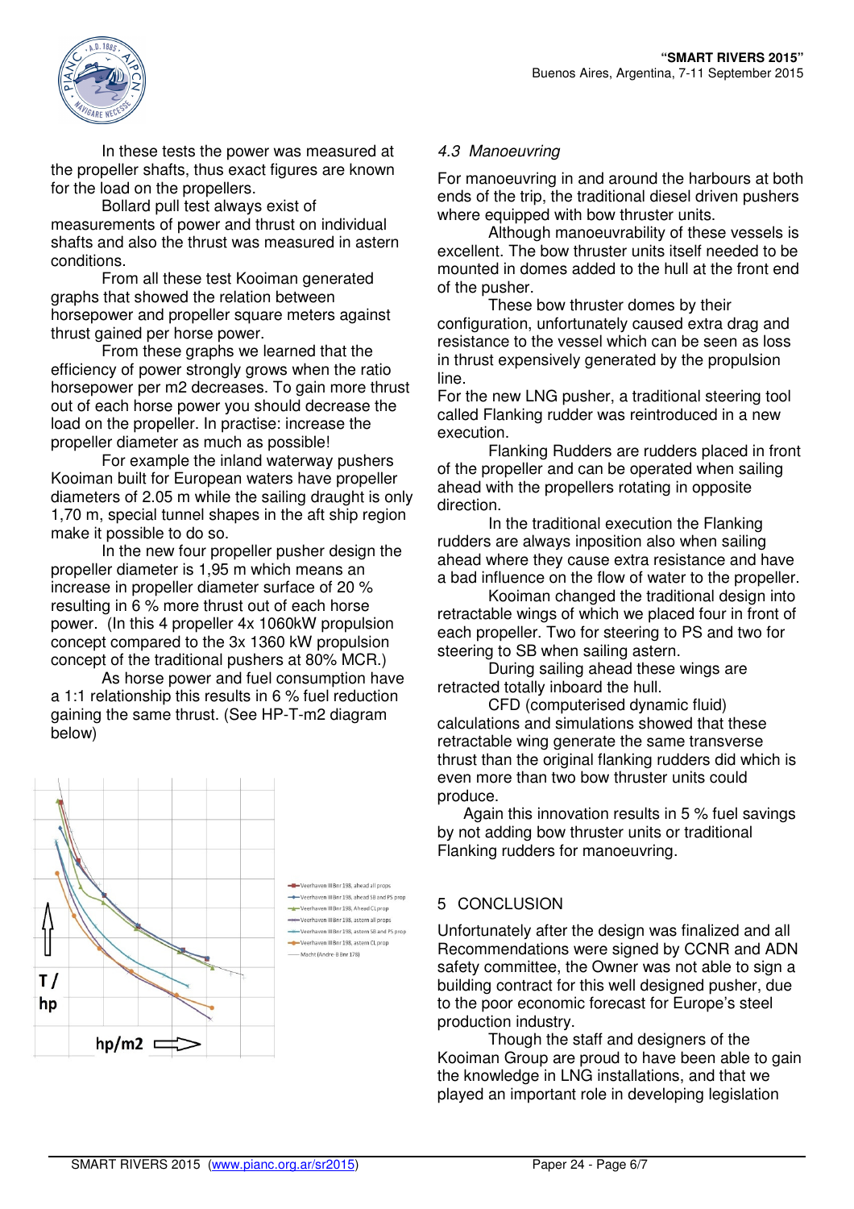In these tests the power was measured at the propeller shafts, thus exact figures are known for the load on the propellers.

Bollard pull test always exist of measurements of power and thrust on individual shafts and also the thrust was measured in astern conditions.

From all these test Kooiman generated graphs that showed the relation between horsepower and propeller square meters against thrust gained per horse power.

From these graphs we learned that the efficiency of power strongly grows when the ratio horsepower per m2 decreases. To gain more thrust out of each horse power you should decrease the load on the propeller. In practise: increase the propeller diameter as much as possible!

For example the inland waterway pushers Kooiman built for European waters have propeller diameters of 2.05 m while the sailing draught is only 1,70 m, special tunnel shapes in the aft ship region make it possible to do so.

In the new four propeller pusher design the propeller diameter is 1,95 m which means an increase in propeller diameter surface of 20 % resulting in 6 % more thrust out of each horse power. (In this 4 propeller 4x 1060kW propulsion concept compared to the 3x 1360 kW propulsion concept of the traditional pushers at 80% MCR.)

As horse power and fuel consumption have a 1:1 relationship this results in 6 % fuel reduction gaining the same thrust. (See HP-T-m2 diagram below)

T / hp

hp/m2

- Veerhaven III Bnr 198, ahead all props
- Veerhaven III Bnr 198, ahead SB and PS prop
- Veerhaven III Bnr 198, Ahead CL prop
- Veerhaven III Bnr 198, astern all props
- Veerhaven III Bnr 198, astern SB and PS prop
- Veerhaven III Bnr 198, astern CL prop
- Macht (Andre-B Bnr 178)

## 4.3 *Manoeuvring*

For manoeuvring in and around the harbours at both ends of the trip, the traditional diesel driven pushers where equipped with bow thruster units.

Although manoeuvrability of these vessels is excellent. The bow thruster units itself needed to be mounted in domes added to the hull at the front end of the pusher.

These bow thruster domes by their configuration, unfortunately caused extra drag and resistance to the vessel which can be seen as loss in thrust expensively generated by the propulsion line.

For the new LNG pusher, a traditional steering tool called Flanking rudder was reintroduced in a new execution.

Flanking Rudders are rudders placed in front of the propeller and can be operated when sailing ahead with the propellers rotating in opposite direction.

In the traditional execution the Flanking rudders are always inposition also when sailing ahead where they cause extra resistance and have a bad influence on the flow of water to the propeller.

Kooiman changed the traditional design into retractable wings of which we placed four in front of each propeller. Two for steering to PS and two for steering to SB when sailing astern.

During sailing ahead these wings are retracted totally inboard the hull.

CFD (computerised dynamic fluid) calculations and simulations showed that these retractable wing generate the same transverse thrust than the original flanking rudders did which is even more than two bow thruster units could produce.

Again this innovation results in 5 % fuel savings by not adding bow thruster units or traditional Flanking rudders for manoeuvring.

## 5 CONCLUSION

Unfortunately after the design was finalized and all Recommendations were signed by CCNR and ADN safety committee, the Owner was not able to sign a building contract for this well designed pusher, due to the poor economic forecast for Europe's steel production industry.

Though the staff and designers of the Kooiman Group are proud to have been able to gain the knowledge in LNG installations, and that we played an important role in developing legislation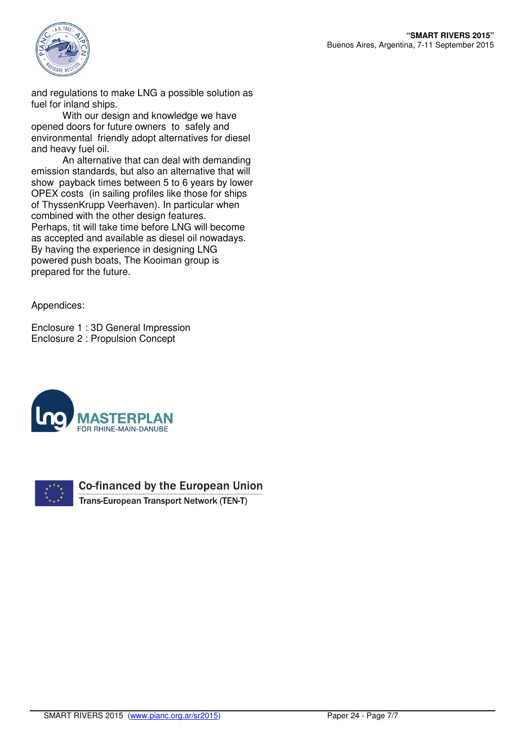and regulations to make LNG a possible solution as fuel for inland ships.

With our design and knowledge we have opened doors for future owners to safely and environmental friendly adopt alternatives for diesel and heavy fuel oil.

An alternative that can deal with demanding emission standards, but also an alternative that will show payback times between 5 to 6 years by lower OPEX costs (in sailing profiles like those for ships of ThyssenKrupp Veerhaven). In particular when combined with the other design features.
Perhaps, tit will take time before LNG will become as accepted and available as diesel oil nowadays. By having the experience in designing LNG powered push boats, The Kooiman group is prepared for the future.

Appendices:

Enclosure 1 : 3D General Impression
Enclosure 2 : Propulsion Concept

lng MASTERPLAN FOR RHINE-MAIN-DANUBE

Co-financed by the European Union
Trans-European Transport Network (TEN-T)